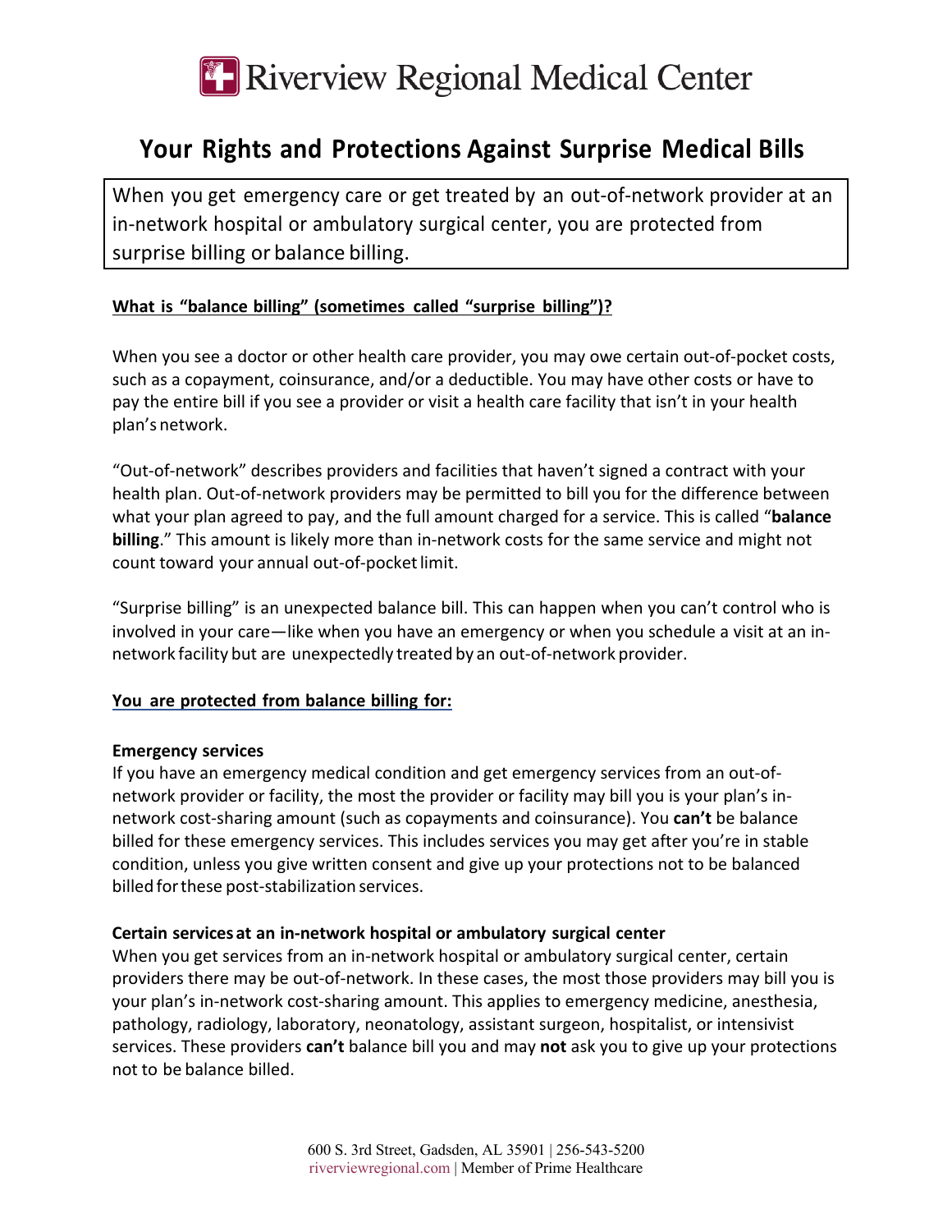# Riverview Regional Medical Center

## Your Rights and Protections Against Surprise Medical Bills

When you get emergency care or get treated by an out-of-network provider at an in-network hospital or ambulatory surgical center, you are protected from surprise billing or balance billing.

**What is "balance billing" (sometimes called "surprise billing")?**

When you see a doctor or other health care provider, you may owe certain out-of-pocket costs, such as a copayment, coinsurance, and/or a deductible. You may have other costs or have to pay the entire bill if you see a provider or visit a health care facility that isn't in your health plan's network.

"Out-of-network" describes providers and facilities that haven't signed a contract with your health plan. Out-of-network providers may be permitted to bill you for the difference between what your plan agreed to pay, and the full amount charged for a service. This is called "**balance billing**." This amount is likely more than in-network costs for the same service and might not count toward your annual out-of-pocket limit.

"Surprise billing" is an unexpected balance bill. This can happen when you can't control who is involved in your care—like when you have an emergency or when you schedule a visit at an in-network facility but are unexpectedly treated by an out-of-network provider.

**You are protected from balance billing for:**

**Emergency services**

If you have an emergency medical condition and get emergency services from an out-of-network provider or facility, the most the provider or facility may bill you is your plan's in-network cost-sharing amount (such as copayments and coinsurance). You **can't** be balance billed for these emergency services. This includes services you may get after you're in stable condition, unless you give written consent and give up your protections not to be balanced billed for these post-stabilization services.

**Certain services at an in-network hospital or ambulatory surgical center**

When you get services from an in-network hospital or ambulatory surgical center, certain providers there may be out-of-network. In these cases, the most those providers may bill you is your plan's in-network cost-sharing amount. This applies to emergency medicine, anesthesia, pathology, radiology, laboratory, neonatology, assistant surgeon, hospitalist, or intensivist services. These providers **can't** balance bill you and may **not** ask you to give up your protections not to be balance billed.

600 S. 3rd Street, Gadsden, AL 35901 | 256-543-5200
riverviewregional.com | Member of Prime Healthcare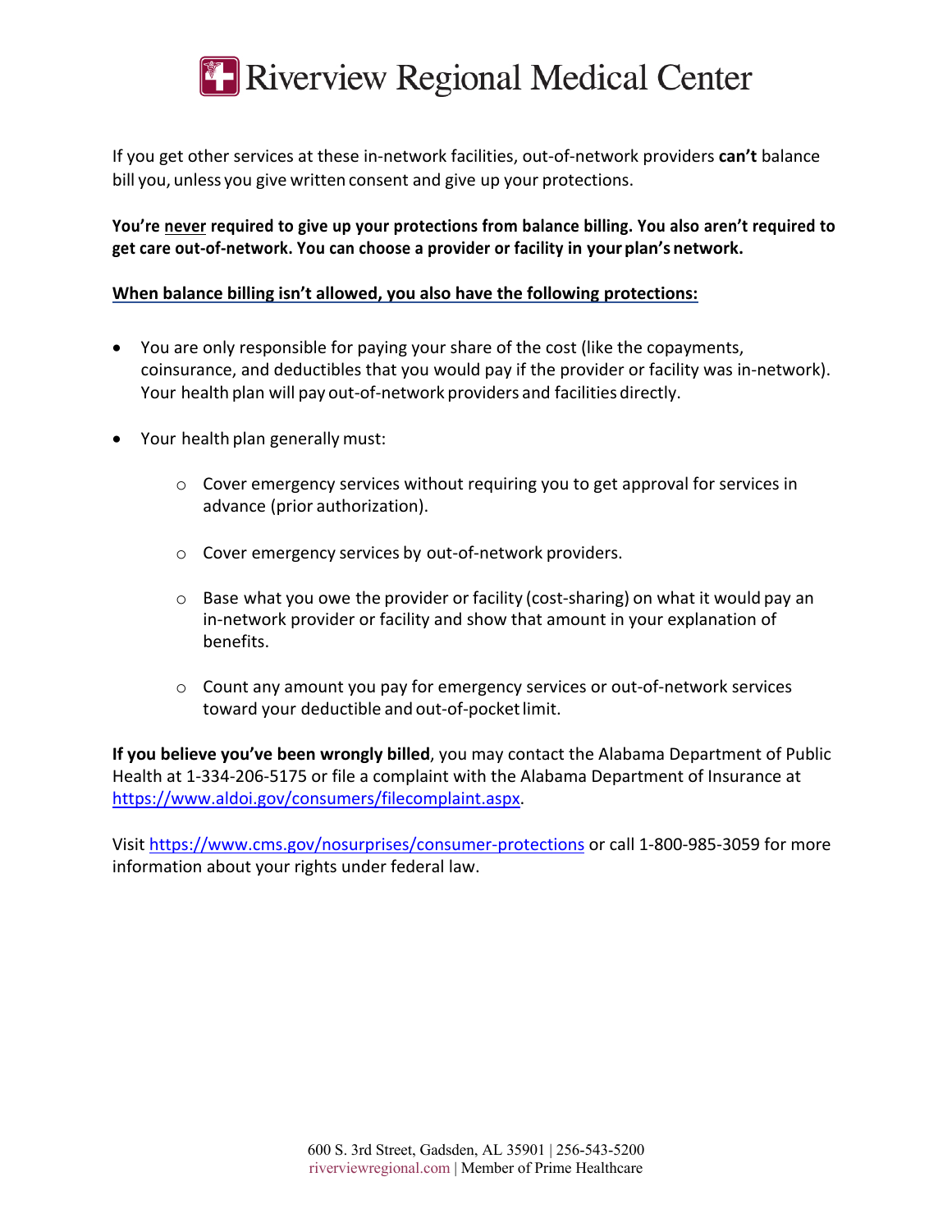If you get other services at these in-network facilities, out-of-network providers **can't** balance bill you, unless you give written consent and give up your protections.

**You're never required to give up your protections from balance billing. You also aren't required to get care out-of-network. You can choose a provider or facility in your plan's network.**

**When balance billing isn't allowed, you also have the following protections:**

- You are only responsible for paying your share of the cost (like the copayments, coinsurance, and deductibles that you would pay if the provider or facility was in-network). Your health plan will pay out-of-network providers and facilities directly.
- Your health plan generally must:
  - Cover emergency services without requiring you to get approval for services in advance (prior authorization).
  - Cover emergency services by out-of-network providers.
  - Base what you owe the provider or facility (cost-sharing) on what it would pay an in-network provider or facility and show that amount in your explanation of benefits.
  - Count any amount you pay for emergency services or out-of-network services toward your deductible and out-of-pocket limit.

**If you believe you've been wrongly billed**, you may contact the Alabama Department of Public Health at 1-334-206-5175 or file a complaint with the Alabama Department of Insurance at https://www.aldoi.gov/consumers/filecomplaint.aspx.

Visit https://www.cms.gov/nosurprises/consumer-protections or call 1-800-985-3059 for more information about your rights under federal law.